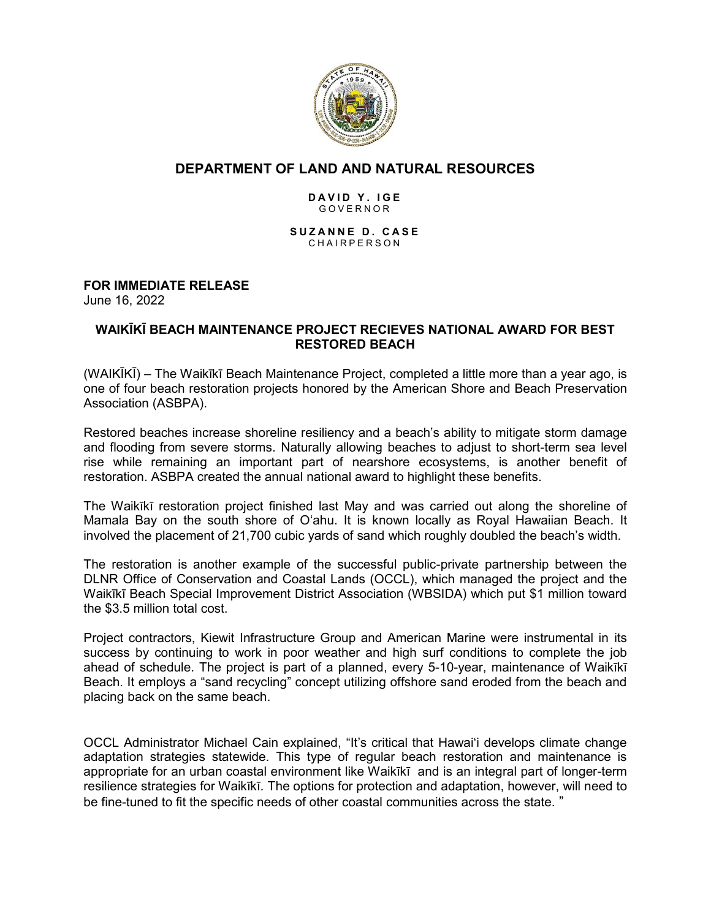# DEPARTMENT OF LAND AND NATURAL RESOURCES

**DAVID Y. IGE**
GOVERNOR

**SUZANNE D. CASE**
CHAIRPERSON

**FOR IMMEDIATE RELEASE**
June 16, 2022

## WAIKĪKĪ BEACH MAINTENANCE PROJECT RECIEVES NATIONAL AWARD FOR BEST RESTORED BEACH

(WAIKĪKĪ) – The Waikīkī Beach Maintenance Project, completed a little more than a year ago, is one of four beach restoration projects honored by the American Shore and Beach Preservation Association (ASBPA).

Restored beaches increase shoreline resiliency and a beach's ability to mitigate storm damage and flooding from severe storms. Naturally allowing beaches to adjust to short-term sea level rise while remaining an important part of nearshore ecosystems, is another benefit of restoration. ASBPA created the annual national award to highlight these benefits.

The Waikīkī restoration project finished last May and was carried out along the shoreline of Mamala Bay on the south shore of Oʻahu. It is known locally as Royal Hawaiian Beach. It involved the placement of 21,700 cubic yards of sand which roughly doubled the beach's width.

The restoration is another example of the successful public-private partnership between the DLNR Office of Conservation and Coastal Lands (OCCL), which managed the project and the Waikīkī Beach Special Improvement District Association (WBSIDA) which put $1 million toward the $3.5 million total cost.

Project contractors, Kiewit Infrastructure Group and American Marine were instrumental in its success by continuing to work in poor weather and high surf conditions to complete the job ahead of schedule. The project is part of a planned, every 5-10-year, maintenance of Waikīkī Beach. It employs a "sand recycling" concept utilizing offshore sand eroded from the beach and placing back on the same beach.

OCCL Administrator Michael Cain explained, "It's critical that Hawaiʻi develops climate change adaptation strategies statewide. This type of regular beach restoration and maintenance is appropriate for an urban coastal environment like Waikīkī and is an integral part of longer-term resilience strategies for Waikīkī. The options for protection and adaptation, however, will need to be fine-tuned to fit the specific needs of other coastal communities across the state. "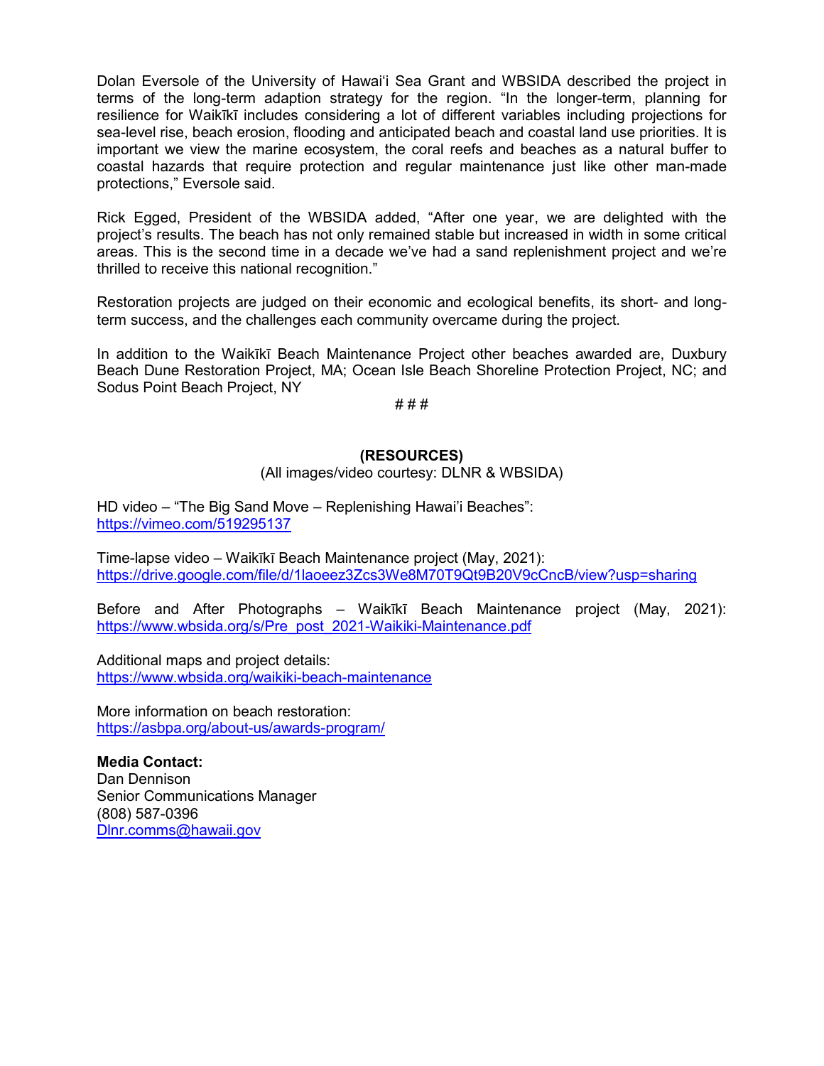Dolan Eversole of the University of Hawaiʻi Sea Grant and WBSIDA described the project in terms of the long-term adaption strategy for the region. "In the longer-term, planning for resilience for Waikīkī includes considering a lot of different variables including projections for sea-level rise, beach erosion, flooding and anticipated beach and coastal land use priorities. It is important we view the marine ecosystem, the coral reefs and beaches as a natural buffer to coastal hazards that require protection and regular maintenance just like other man-made protections," Eversole said.

Rick Egged, President of the WBSIDA added, "After one year, we are delighted with the project's results. The beach has not only remained stable but increased in width in some critical areas. This is the second time in a decade we've had a sand replenishment project and we're thrilled to receive this national recognition."

Restoration projects are judged on their economic and ecological benefits, its short- and long-term success, and the challenges each community overcame during the project.

In addition to the Waikīkī Beach Maintenance Project other beaches awarded are, Duxbury Beach Dune Restoration Project, MA; Ocean Isle Beach Shoreline Protection Project, NC; and Sodus Point Beach Project, NY

# # #

**(RESOURCES)**

(All images/video courtesy: DLNR & WBSIDA)

HD video – "The Big Sand Move – Replenishing Hawaiʻi Beaches":
https://vimeo.com/519295137

Time-lapse video – Waikīkī Beach Maintenance project (May, 2021):
https://drive.google.com/file/d/1laoeez3Zcs3We8M70T9Qt9B20V9cCncB/view?usp=sharing

Before and After Photographs – Waikīkī Beach Maintenance project (May, 2021):
https://www.wbsida.org/s/Pre_post_2021-Waikiki-Maintenance.pdf

Additional maps and project details:
https://www.wbsida.org/waikiki-beach-maintenance

More information on beach restoration:
https://asbpa.org/about-us/awards-program/

**Media Contact:**
Dan Dennison
Senior Communications Manager
(808) 587-0396
Dlnr.comms@hawaii.gov